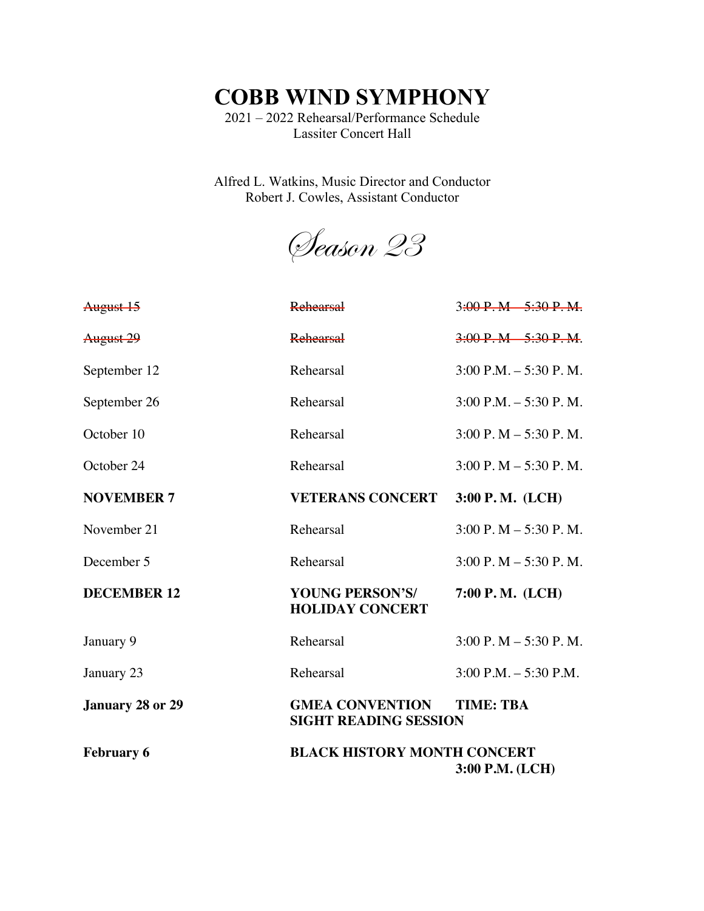# COBB WIND SYMPHONY

2021 – 2022 Rehearsal/Performance Schedule
Lassiter Concert Hall

Alfred L. Watkins, Music Director and Conductor
Robert J. Cowles, Assistant Conductor

*Season 23*

| | | |
|---|---|---|
| ~~August 15~~ | ~~Rehearsal~~ | ~~3:00 P. M – 5:30 P. M.~~ |
| ~~August 29~~ | ~~Rehearsal~~ | ~~3:00 P. M – 5:30 P. M.~~ |
| September 12 | Rehearsal | 3:00 P.M. – 5:30 P. M. |
| September 26 | Rehearsal | 3:00 P.M. – 5:30 P. M. |
| October 10 | Rehearsal | 3:00 P. M – 5:30 P. M. |
| October 24 | Rehearsal | 3:00 P. M – 5:30 P. M. |
| **NOVEMBER 7** | **VETERANS CONCERT** | **3:00 P. M. (LCH)** |
| November 21 | Rehearsal | 3:00 P. M – 5:30 P. M. |
| December 5 | Rehearsal | 3:00 P. M – 5:30 P. M. |
| **DECEMBER 12** | **YOUNG PERSON'S/ HOLIDAY CONCERT** | **7:00 P. M. (LCH)** |
| January 9 | Rehearsal | 3:00 P. M – 5:30 P. M. |
| January 23 | Rehearsal | 3:00 P.M. – 5:30 P.M. |
| **January 28 or 29** | **GMEA CONVENTION SIGHT READING SESSION** | **TIME: TBA** |
| **February 6** | **BLACK HISTORY MONTH CONCERT** | **3:00 P.M. (LCH)** |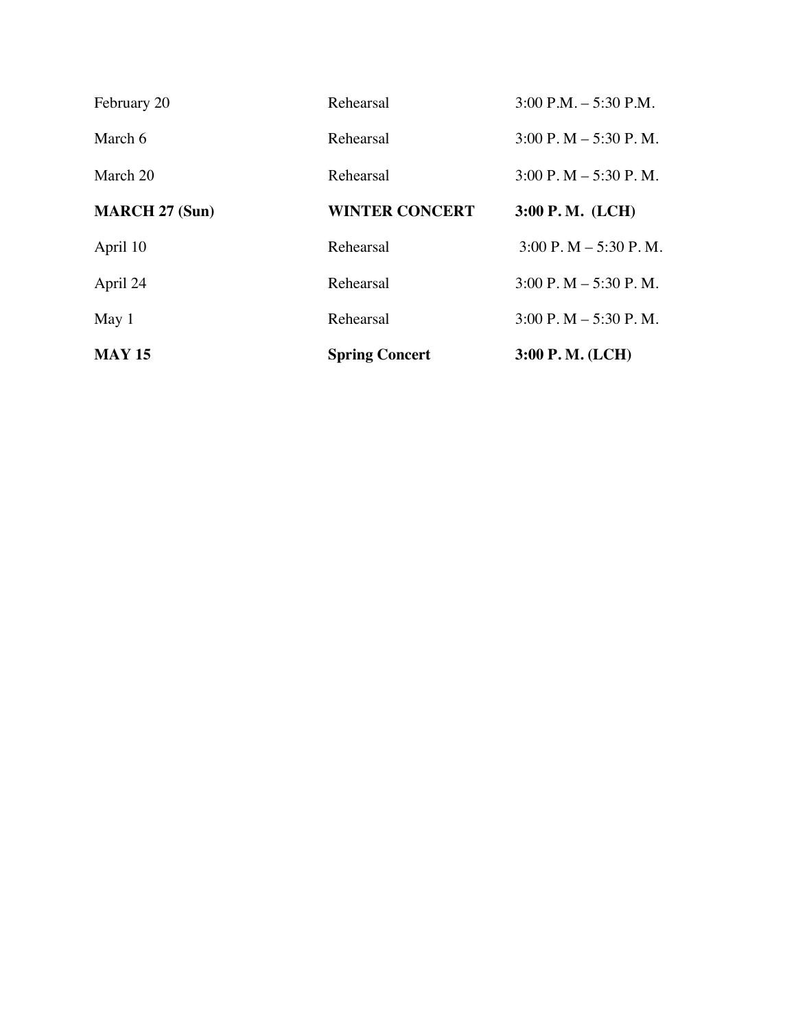| | | |
|---|---|---|
| February 20 | Rehearsal | 3:00 P.M. – 5:30 P.M. |
| March 6 | Rehearsal | 3:00 P. M – 5:30 P. M. |
| March 20 | Rehearsal | 3:00 P. M – 5:30 P. M. |
| **MARCH 27 (Sun)** | **WINTER CONCERT** | **3:00 P. M. (LCH)** |
| April 10 | Rehearsal | 3:00 P. M – 5:30 P. M. |
| April 24 | Rehearsal | 3:00 P. M – 5:30 P. M. |
| May 1 | Rehearsal | 3:00 P. M – 5:30 P. M. |
| **MAY 15** | **Spring Concert** | **3:00 P. M. (LCH)** |